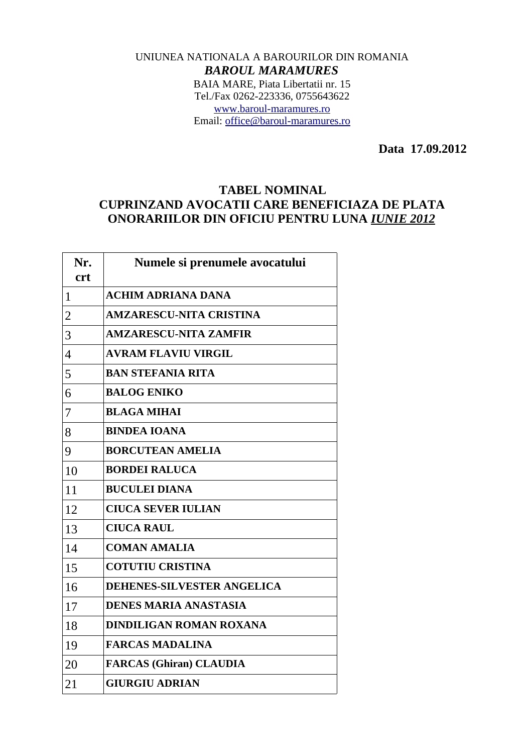UNIUNEA NATIONALA A BAROURILOR DIN ROMANIA

***BAROUL MARAMURES***

BAIA MARE, Piata Libertatii nr. 15

Tel./Fax 0262-223336, 0755643622

www.baroul-maramures.ro

Email: office@baroul-maramures.ro

**Data 17.09.2012**

## TABEL NOMINAL
## CUPRINZAND AVOCATII CARE BENEFICIAZA DE PLATA ONORARIILOR DIN OFICIU PENTRU LUNA *IUNIE 2012*

| Nr. crt | Numele si prenumele avocatului |
|---|---|
| 1 | **ACHIM ADRIANA DANA** |
| 2 | **AMZARESCU-NITA CRISTINA** |
| 3 | **AMZARESCU-NITA ZAMFIR** |
| 4 | **AVRAM FLAVIU VIRGIL** |
| 5 | **BAN STEFANIA RITA** |
| 6 | **BALOG ENIKO** |
| 7 | **BLAGA MIHAI** |
| 8 | **BINDEA IOANA** |
| 9 | **BORCUTEAN AMELIA** |
| 10 | **BORDEI RALUCA** |
| 11 | **BUCULEI DIANA** |
| 12 | **CIUCA SEVER IULIAN** |
| 13 | **CIUCA RAUL** |
| 14 | **COMAN AMALIA** |
| 15 | **COTUTIU CRISTINA** |
| 16 | **DEHENES-SILVESTER ANGELICA** |
| 17 | **DENES MARIA ANASTASIA** |
| 18 | **DINDILIGAN ROMAN ROXANA** |
| 19 | **FARCAS MADALINA** |
| 20 | **FARCAS (Ghiran) CLAUDIA** |
| 21 | **GIURGIU ADRIAN** |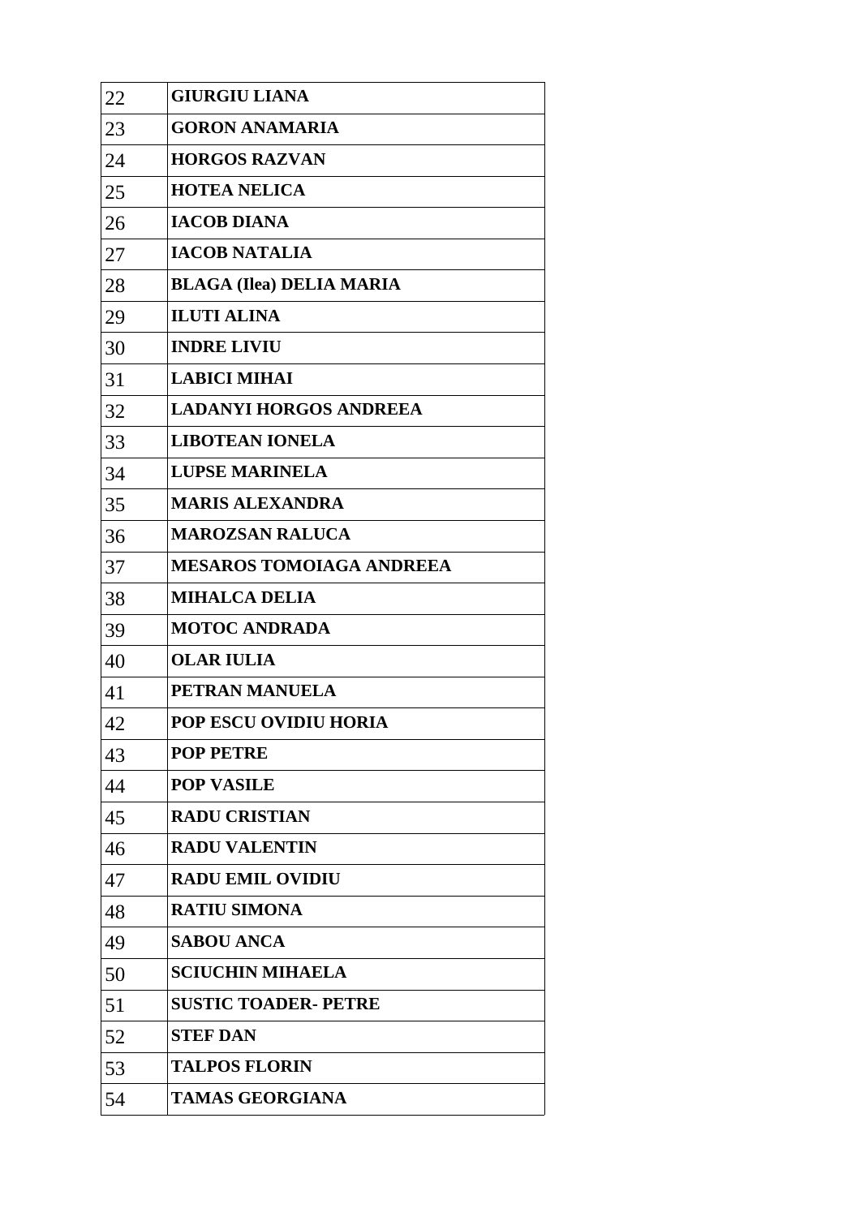| 22 | **GIURGIU LIANA** |
|---|---|
| 23 | **GORON ANAMARIA** |
| 24 | **HORGOS RAZVAN** |
| 25 | **HOTEA NELICA** |
| 26 | **IACOB DIANA** |
| 27 | **IACOB NATALIA** |
| 28 | **BLAGA (Ilea) DELIA MARIA** |
| 29 | **ILUTI ALINA** |
| 30 | **INDRE LIVIU** |
| 31 | **LABICI MIHAI** |
| 32 | **LADANYI HORGOS ANDREEA** |
| 33 | **LIBOTEAN IONELA** |
| 34 | **LUPSE MARINELA** |
| 35 | **MARIS ALEXANDRA** |
| 36 | **MAROZSAN RALUCA** |
| 37 | **MESAROS TOMOIAGA ANDREEA** |
| 38 | **MIHALCA DELIA** |
| 39 | **MOTOC ANDRADA** |
| 40 | **OLAR IULIA** |
| 41 | **PETRAN MANUELA** |
| 42 | **POP ESCU OVIDIU HORIA** |
| 43 | **POP PETRE** |
| 44 | **POP VASILE** |
| 45 | **RADU CRISTIAN** |
| 46 | **RADU VALENTIN** |
| 47 | **RADU EMIL OVIDIU** |
| 48 | **RATIU SIMONA** |
| 49 | **SABOU ANCA** |
| 50 | **SCIUCHIN MIHAELA** |
| 51 | **SUSTIC TOADER- PETRE** |
| 52 | **STEF DAN** |
| 53 | **TALPOS FLORIN** |
| 54 | **TAMAS GEORGIANA** |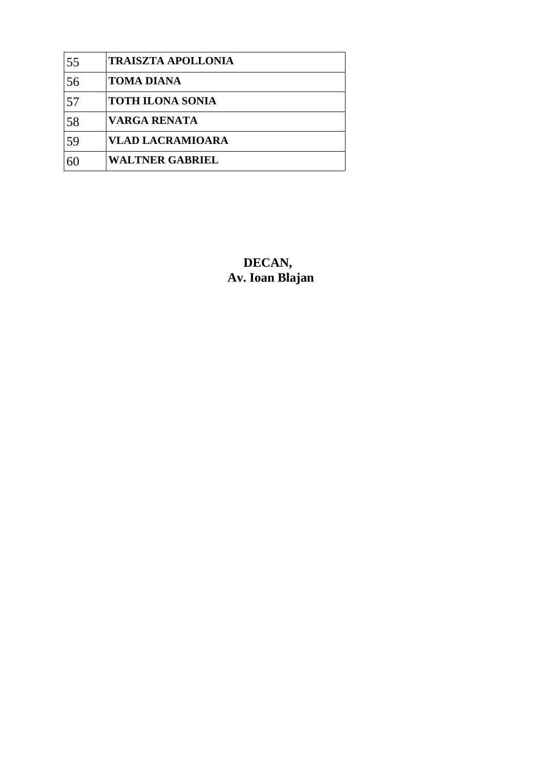| | |
|---|---|
| 55 | **TRAISZTA APOLLONIA** |
| 56 | **TOMA DIANA** |
| 57 | **TOTH ILONA SONIA** |
| 58 | **VARGA RENATA** |
| 59 | **VLAD LACRAMIOARA** |
| 60 | **WALTNER GABRIEL** |

**DECAN,**
**Av. Ioan Blajan**